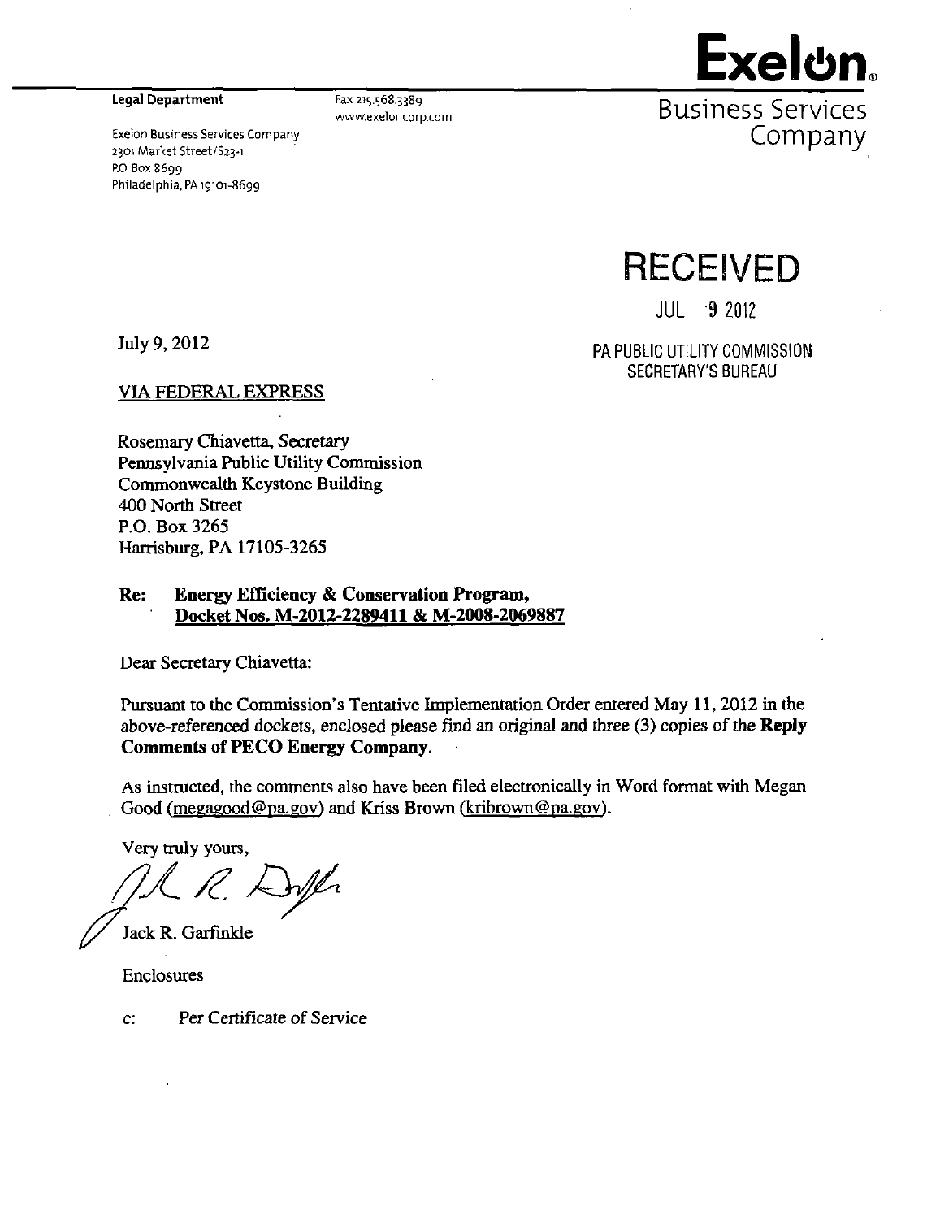**Exelon.**
Business Services Company

**Legal Department**

Exelon Business Services Company
2301 Market Street/S23-1
P.O. Box 8699
Philadelphia, PA 19101-8699

Fax 215.568.3389
www.exeloncorp.com

RECEIVED
JUL 9 2012
PA PUBLIC UTILITY COMMISSION
SECRETARY'S BUREAU

July 9, 2012

VIA FEDERAL EXPRESS

Rosemary Chiavetta, Secretary
Pennsylvania Public Utility Commission
Commonwealth Keystone Building
400 North Street
P.O. Box 3265
Harrisburg, PA 17105-3265

**Re: Energy Efficiency & Conservation Program, Docket Nos. M-2012-2289411 & M-2008-2069887**

Dear Secretary Chiavetta:

Pursuant to the Commission's Tentative Implementation Order entered May 11, 2012 in the above-referenced dockets, enclosed please find an original and three (3) copies of the **Reply Comments of PECO Energy Company**.

As instructed, the comments also have been filed electronically in Word format with Megan Good (megagood@pa.gov) and Kriss Brown (kribrown@pa.gov).

Very truly yours,

Jack R. Garfinkle

Enclosures

c: Per Certificate of Service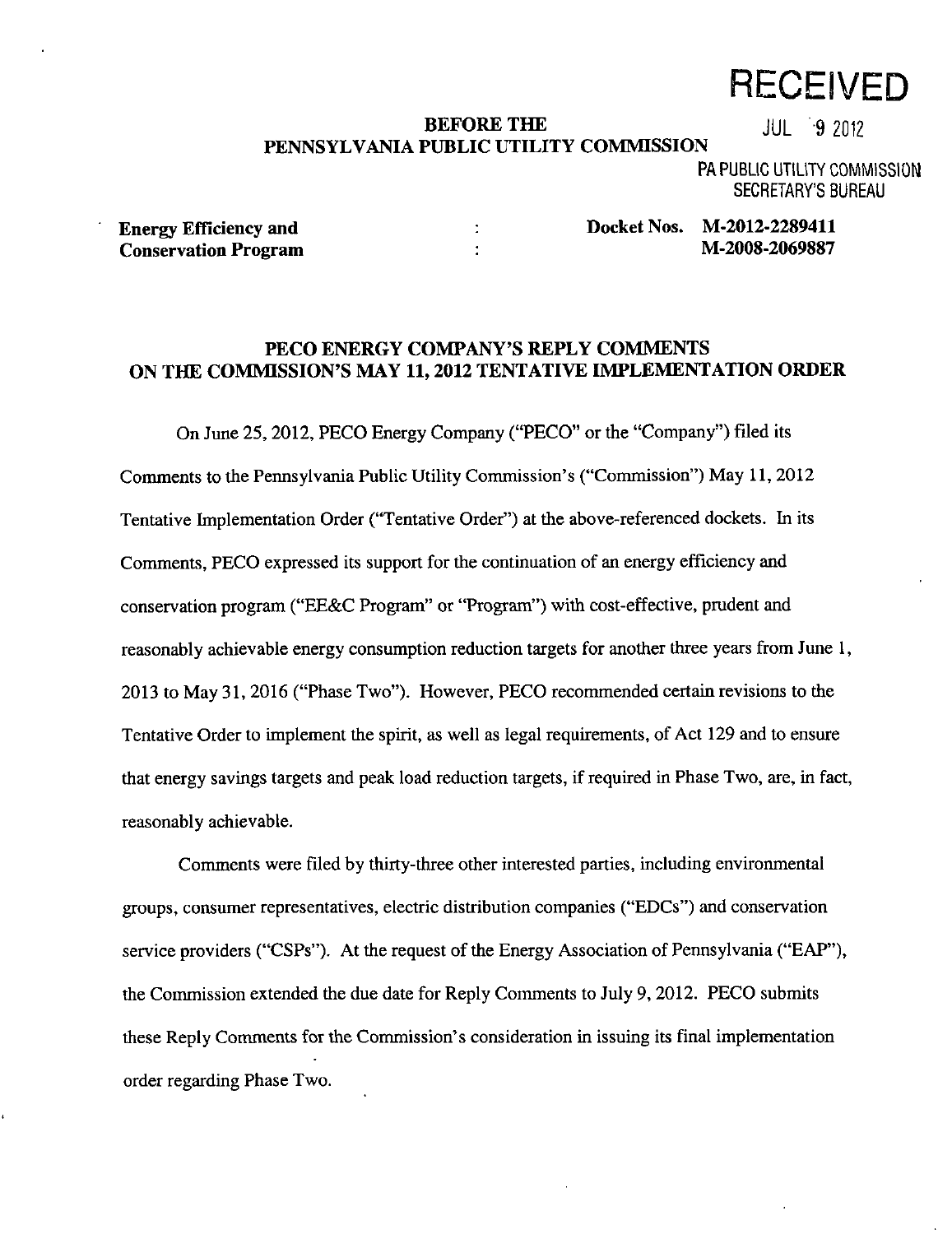**RECEIVED**

JUL 9 2012

PA PUBLIC UTILITY COMMISSION
SECRETARY'S BUREAU

**BEFORE THE**
**PENNSYLVANIA PUBLIC UTILITY COMMISSION**

| | | |
|---|---|---|
| **Energy Efficiency and Conservation Program** | : | **Docket Nos. M-2012-2289411** |
| | : | **M-2008-2069887** |

**PECO ENERGY COMPANY'S REPLY COMMENTS ON THE COMMISSION'S MAY 11, 2012 TENTATIVE IMPLEMENTATION ORDER**

On June 25, 2012, PECO Energy Company ("PECO" or the "Company") filed its Comments to the Pennsylvania Public Utility Commission's ("Commission") May 11, 2012 Tentative Implementation Order ("Tentative Order") at the above-referenced dockets. In its Comments, PECO expressed its support for the continuation of an energy efficiency and conservation program ("EE&C Program" or "Program") with cost-effective, prudent and reasonably achievable energy consumption reduction targets for another three years from June 1, 2013 to May 31, 2016 ("Phase Two"). However, PECO recommended certain revisions to the Tentative Order to implement the spirit, as well as legal requirements, of Act 129 and to ensure that energy savings targets and peak load reduction targets, if required in Phase Two, are, in fact, reasonably achievable.

Comments were filed by thirty-three other interested parties, including environmental groups, consumer representatives, electric distribution companies ("EDCs") and conservation service providers ("CSPs"). At the request of the Energy Association of Pennsylvania ("EAP"), the Commission extended the due date for Reply Comments to July 9, 2012. PECO submits these Reply Comments for the Commission's consideration in issuing its final implementation order regarding Phase Two.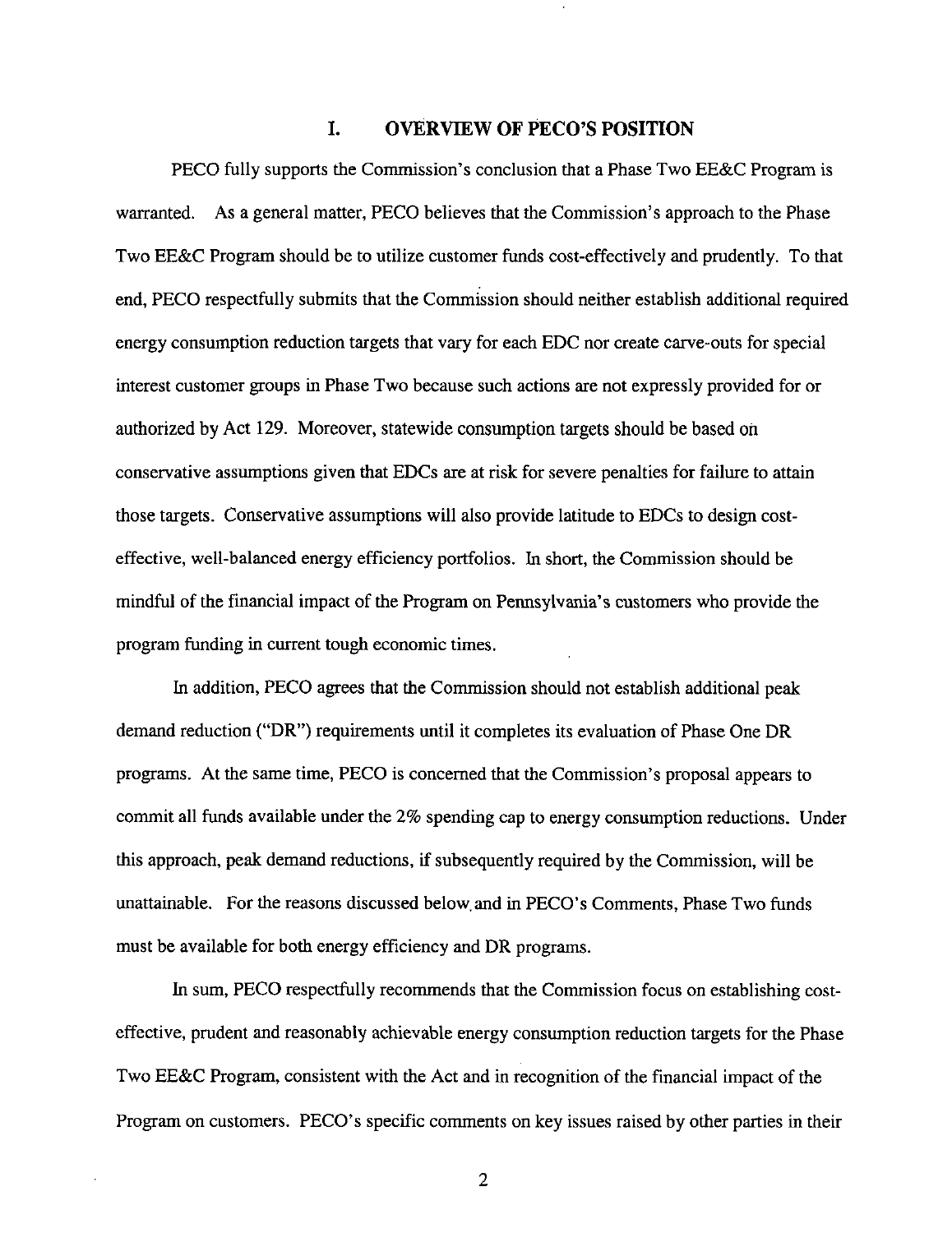## I. OVERVIEW OF PECO'S POSITION

PECO fully supports the Commission's conclusion that a Phase Two EE&C Program is warranted. As a general matter, PECO believes that the Commission's approach to the Phase Two EE&C Program should be to utilize customer funds cost-effectively and prudently. To that end, PECO respectfully submits that the Commission should neither establish additional required energy consumption reduction targets that vary for each EDC nor create carve-outs for special interest customer groups in Phase Two because such actions are not expressly provided for or authorized by Act 129. Moreover, statewide consumption targets should be based on conservative assumptions given that EDCs are at risk for severe penalties for failure to attain those targets. Conservative assumptions will also provide latitude to EDCs to design cost-effective, well-balanced energy efficiency portfolios. In short, the Commission should be mindful of the financial impact of the Program on Pennsylvania's customers who provide the program funding in current tough economic times.

In addition, PECO agrees that the Commission should not establish additional peak demand reduction ("DR") requirements until it completes its evaluation of Phase One DR programs. At the same time, PECO is concerned that the Commission's proposal appears to commit all funds available under the 2% spending cap to energy consumption reductions. Under this approach, peak demand reductions, if subsequently required by the Commission, will be unattainable. For the reasons discussed below and in PECO's Comments, Phase Two funds must be available for both energy efficiency and DR programs.

In sum, PECO respectfully recommends that the Commission focus on establishing cost-effective, prudent and reasonably achievable energy consumption reduction targets for the Phase Two EE&C Program, consistent with the Act and in recognition of the financial impact of the Program on customers. PECO's specific comments on key issues raised by other parties in their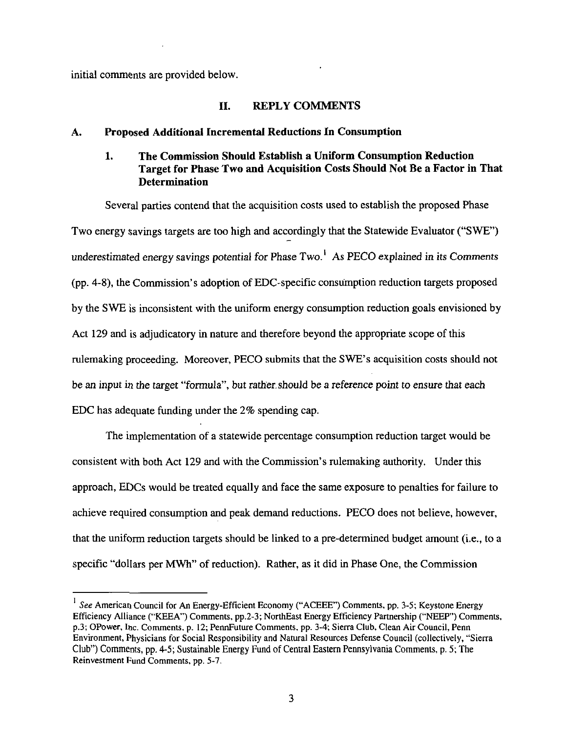initial comments are provided below.

## II. REPLY COMMENTS

### A. Proposed Additional Incremental Reductions In Consumption

#### 1. The Commission Should Establish a Uniform Consumption Reduction Target for Phase Two and Acquisition Costs Should Not Be a Factor in That Determination

Several parties contend that the acquisition costs used to establish the proposed Phase Two energy savings targets are too high and accordingly that the Statewide Evaluator ("SWE") underestimated energy savings potential for Phase Two.[1] As PECO explained in its *Comments* (pp. 4-8), the Commission's adoption of EDC-specific consumption reduction targets proposed by the SWE is inconsistent with the uniform energy consumption reduction goals envisioned by Act 129 and is adjudicatory in nature and therefore beyond the appropriate scope of this rulemaking proceeding. Moreover, PECO submits that the SWE's acquisition costs should not be an input in the target "formula", but rather should be a reference point to ensure that each EDC has adequate funding under the 2% spending cap.

The implementation of a statewide percentage consumption reduction target would be consistent with both Act 129 and with the Commission's rulemaking authority. Under this approach, EDCs would be treated equally and face the same exposure to penalties for failure to achieve required consumption and peak demand reductions. PECO does not believe, however, that the uniform reduction targets should be linked to a pre-determined budget amount (i.e., to a specific "dollars per MWh" of reduction). Rather, as it did in Phase One, the Commission

---

[1] *See* American Council for An Energy-Efficient Economy ("ACEEE") Comments, pp. 3-5; Keystone Energy Efficiency Alliance ("KEEA") Comments, pp.2-3; NorthEast Energy Efficiency Partnership ("NEEP") Comments, p.3; OPower, Inc. Comments, p. 12; PennFuture Comments, pp. 3-4; Sierra Club, Clean Air Council, Penn Environment, Physicians for Social Responsibility and Natural Resources Defense Council (collectively, "Sierra Club") Comments, pp. 4-5; Sustainable Energy Fund of Central Eastern Pennsylvania Comments, p. 5; The Reinvestment Fund Comments, pp. 5-7.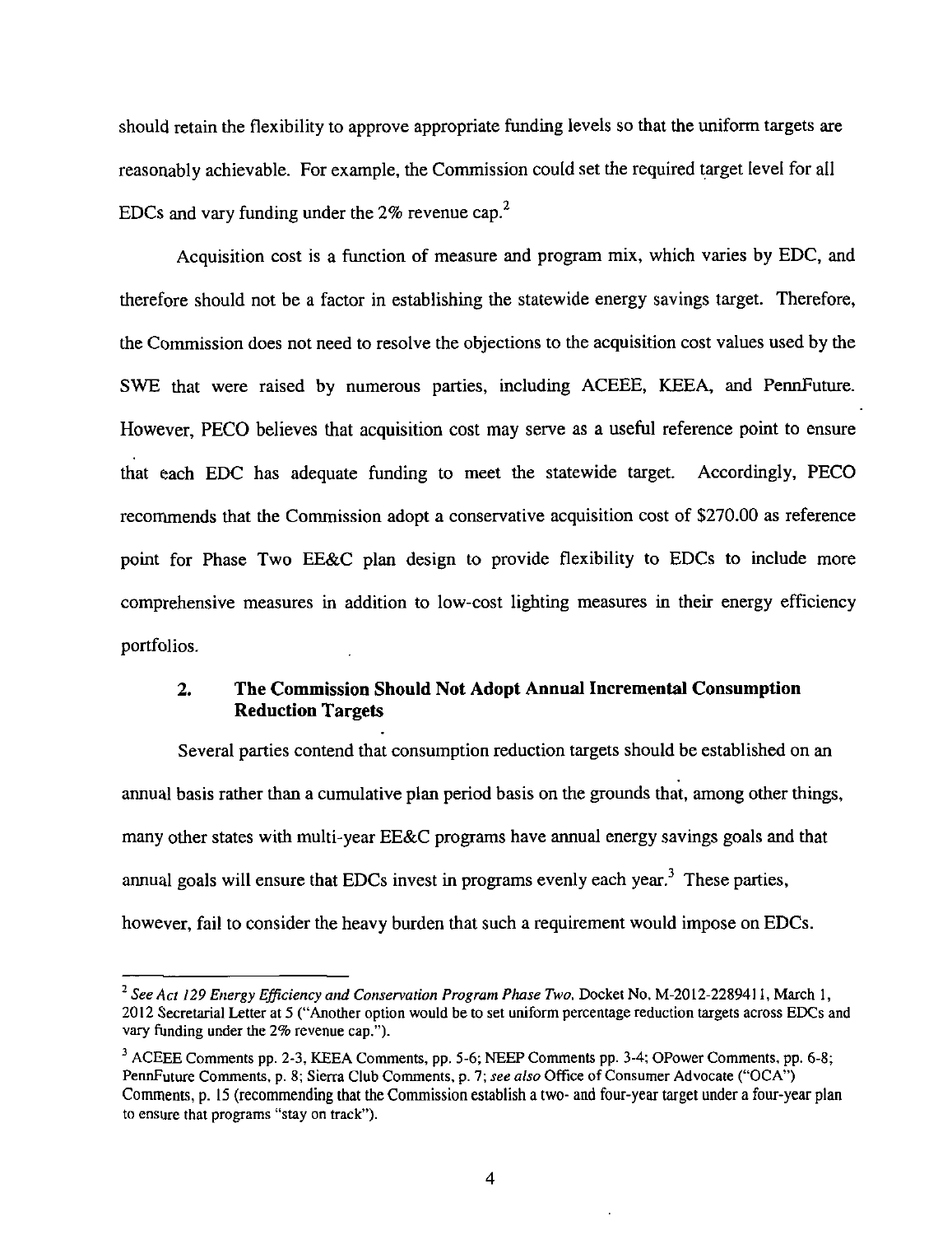should retain the flexibility to approve appropriate funding levels so that the uniform targets are reasonably achievable. For example, the Commission could set the required target level for all EDCs and vary funding under the 2% revenue cap.[2]

Acquisition cost is a function of measure and program mix, which varies by EDC, and therefore should not be a factor in establishing the statewide energy savings target. Therefore, the Commission does not need to resolve the objections to the acquisition cost values used by the SWE that were raised by numerous parties, including ACEEE, KEEA, and PennFuture. However, PECO believes that acquisition cost may serve as a useful reference point to ensure that each EDC has adequate funding to meet the statewide target. Accordingly, PECO recommends that the Commission adopt a conservative acquisition cost of $270.00 as reference point for Phase Two EE&C plan design to provide flexibility to EDCs to include more comprehensive measures in addition to low-cost lighting measures in their energy efficiency portfolios.

### 2. The Commission Should Not Adopt Annual Incremental Consumption Reduction Targets

Several parties contend that consumption reduction targets should be established on an annual basis rather than a cumulative plan period basis on the grounds that, among other things, many other states with multi-year EE&C programs have annual energy savings goals and that annual goals will ensure that EDCs invest in programs evenly each year.[3] These parties, however, fail to consider the heavy burden that such a requirement would impose on EDCs.

---

[2] *See Act 129 Energy Efficiency and Conservation Program Phase Two*, Docket No. M-2012-2289411, March 1, 2012 Secretarial Letter at 5 ("Another option would be to set uniform percentage reduction targets across EDCs and vary funding under the 2% revenue cap.").

[3] ACEEE Comments pp. 2-3, KEEA Comments, pp. 5-6; NEEP Comments pp. 3-4; OPower Comments, pp. 6-8; PennFuture Comments, p. 8; Sierra Club Comments, p. 7; *see also* Office of Consumer Advocate ("OCA") Comments, p. 15 (recommending that the Commission establish a two- and four-year target under a four-year plan to ensure that programs "stay on track").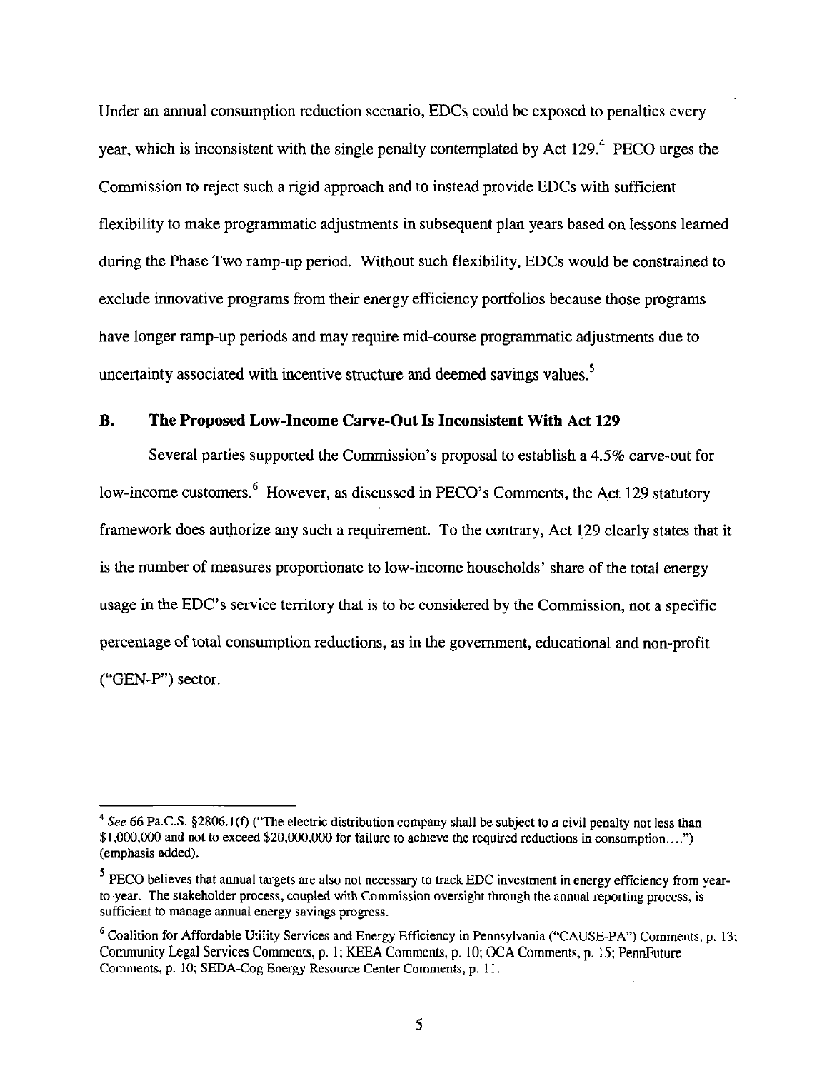Under an annual consumption reduction scenario, EDCs could be exposed to penalties every year, which is inconsistent with the single penalty contemplated by Act 129.[4] PECO urges the Commission to reject such a rigid approach and to instead provide EDCs with sufficient flexibility to make programmatic adjustments in subsequent plan years based on lessons learned during the Phase Two ramp-up period. Without such flexibility, EDCs would be constrained to exclude innovative programs from their energy efficiency portfolios because those programs have longer ramp-up periods and may require mid-course programmatic adjustments due to uncertainty associated with incentive structure and deemed savings values.[5]

### B. The Proposed Low-Income Carve-Out Is Inconsistent With Act 129

Several parties supported the Commission's proposal to establish a 4.5% carve-out for low-income customers.[6] However, as discussed in PECO's Comments, the Act 129 statutory framework does authorize any such a requirement. To the contrary, Act 129 clearly states that it is the number of measures proportionate to low-income households' share of the total energy usage in the EDC's service territory that is to be considered by the Commission, not a specific percentage of total consumption reductions, as in the government, educational and non-profit ("GEN-P") sector.

---

[4] *See* 66 Pa.C.S. §2806.1(f) ("The electric distribution company shall be subject to *a* civil penalty not less than $1,000,000 and not to exceed $20,000,000 for failure to achieve the required reductions in consumption....") (emphasis added).

[5] PECO believes that annual targets are also not necessary to track EDC investment in energy efficiency from year-to-year. The stakeholder process, coupled with Commission oversight through the annual reporting process, is sufficient to manage annual energy savings progress.

[6] Coalition for Affordable Utility Services and Energy Efficiency in Pennsylvania ("CAUSE-PA") Comments, p. 13; Community Legal Services Comments, p. 1; KEEA Comments, p. 10; OCA Comments, p. 15; PennFuture Comments, p. 10; SEDA-Cog Energy Resource Center Comments, p. 11.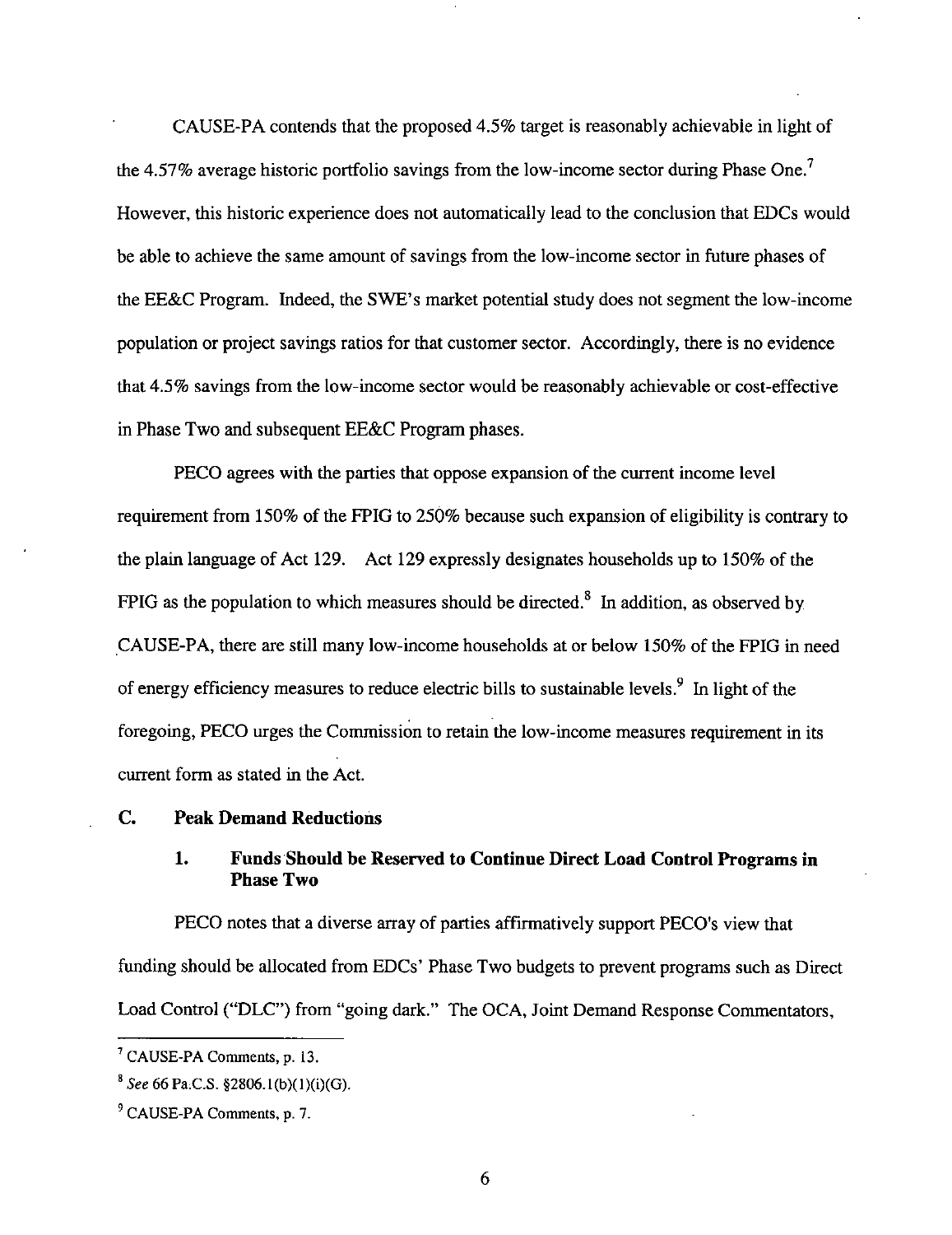CAUSE-PA contends that the proposed 4.5% target is reasonably achievable in light of the 4.57% average historic portfolio savings from the low-income sector during Phase One.[7] However, this historic experience does not automatically lead to the conclusion that EDCs would be able to achieve the same amount of savings from the low-income sector in future phases of the EE&C Program. Indeed, the SWE's market potential study does not segment the low-income population or project savings ratios for that customer sector. Accordingly, there is no evidence that 4.5% savings from the low-income sector would be reasonably achievable or cost-effective in Phase Two and subsequent EE&C Program phases.

PECO agrees with the parties that oppose expansion of the current income level requirement from 150% of the FPIG to 250% because such expansion of eligibility is contrary to the plain language of Act 129. Act 129 expressly designates households up to 150% of the FPIG as the population to which measures should be directed.[8] In addition, as observed by CAUSE-PA, there are still many low-income households at or below 150% of the FPIG in need of energy efficiency measures to reduce electric bills to sustainable levels.[9] In light of the foregoing, PECO urges the Commission to retain the low-income measures requirement in its current form as stated in the Act.

### C. Peak Demand Reductions

#### 1. Funds Should be Reserved to Continue Direct Load Control Programs in Phase Two

PECO notes that a diverse array of parties affirmatively support PECO's view that funding should be allocated from EDCs' Phase Two budgets to prevent programs such as Direct Load Control ("DLC") from "going dark." The OCA, Joint Demand Response Commentators,

---

[7] CAUSE-PA Comments, p. 13.

[8] *See* 66 Pa.C.S. §2806.1(b)(1)(i)(G).

[9] CAUSE-PA Comments, p. 7.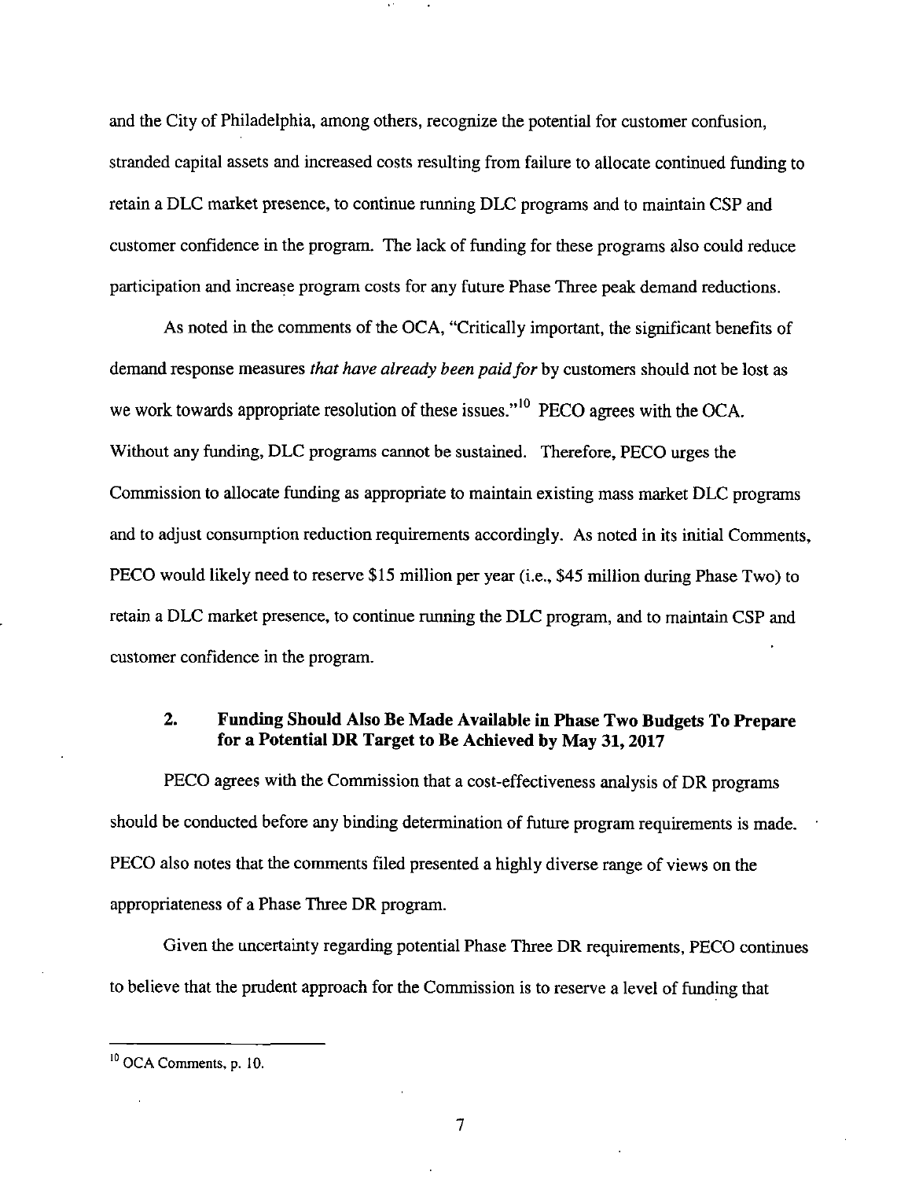and the City of Philadelphia, among others, recognize the potential for customer confusion, stranded capital assets and increased costs resulting from failure to allocate continued funding to retain a DLC market presence, to continue running DLC programs and to maintain CSP and customer confidence in the program. The lack of funding for these programs also could reduce participation and increase program costs for any future Phase Three peak demand reductions.

As noted in the comments of the OCA, "Critically important, the significant benefits of demand response measures *that have already been paid for* by customers should not be lost as we work towards appropriate resolution of these issues."[10] PECO agrees with the OCA. Without any funding, DLC programs cannot be sustained. Therefore, PECO urges the Commission to allocate funding as appropriate to maintain existing mass market DLC programs and to adjust consumption reduction requirements accordingly. As noted in its initial Comments, PECO would likely need to reserve $15 million per year (i.e., $45 million during Phase Two) to retain a DLC market presence, to continue running the DLC program, and to maintain CSP and customer confidence in the program.

### 2. Funding Should Also Be Made Available in Phase Two Budgets To Prepare for a Potential DR Target to Be Achieved by May 31, 2017

PECO agrees with the Commission that a cost-effectiveness analysis of DR programs should be conducted before any binding determination of future program requirements is made. PECO also notes that the comments filed presented a highly diverse range of views on the appropriateness of a Phase Three DR program.

Given the uncertainty regarding potential Phase Three DR requirements, PECO continues to believe that the prudent approach for the Commission is to reserve a level of funding that

---

[10] OCA Comments, p. 10.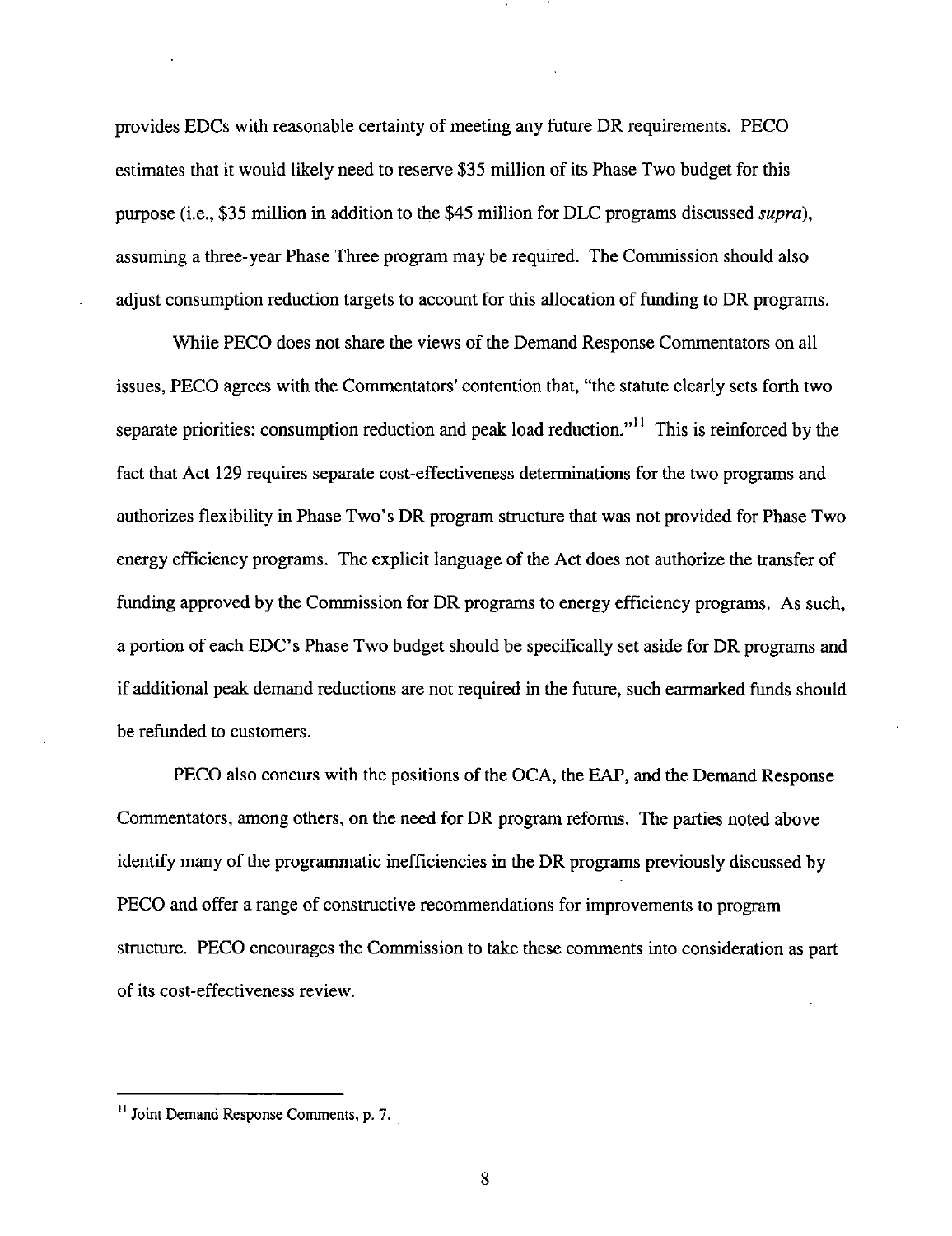provides EDCs with reasonable certainty of meeting any future DR requirements. PECO estimates that it would likely need to reserve $35 million of its Phase Two budget for this purpose (i.e., $35 million in addition to the $45 million for DLC programs discussed *supra*), assuming a three-year Phase Three program may be required. The Commission should also adjust consumption reduction targets to account for this allocation of funding to DR programs.

While PECO does not share the views of the Demand Response Commentators on all issues, PECO agrees with the Commentators' contention that, "the statute clearly sets forth two separate priorities: consumption reduction and peak load reduction."[11] This is reinforced by the fact that Act 129 requires separate cost-effectiveness determinations for the two programs and authorizes flexibility in Phase Two's DR program structure that was not provided for Phase Two energy efficiency programs. The explicit language of the Act does not authorize the transfer of funding approved by the Commission for DR programs to energy efficiency programs. As such, a portion of each EDC's Phase Two budget should be specifically set aside for DR programs and if additional peak demand reductions are not required in the future, such earmarked funds should be refunded to customers.

PECO also concurs with the positions of the OCA, the EAP, and the Demand Response Commentators, among others, on the need for DR program reforms. The parties noted above identify many of the programmatic inefficiencies in the DR programs previously discussed by PECO and offer a range of constructive recommendations for improvements to program structure. PECO encourages the Commission to take these comments into consideration as part of its cost-effectiveness review.

---

[11] Joint Demand Response Comments, p. 7.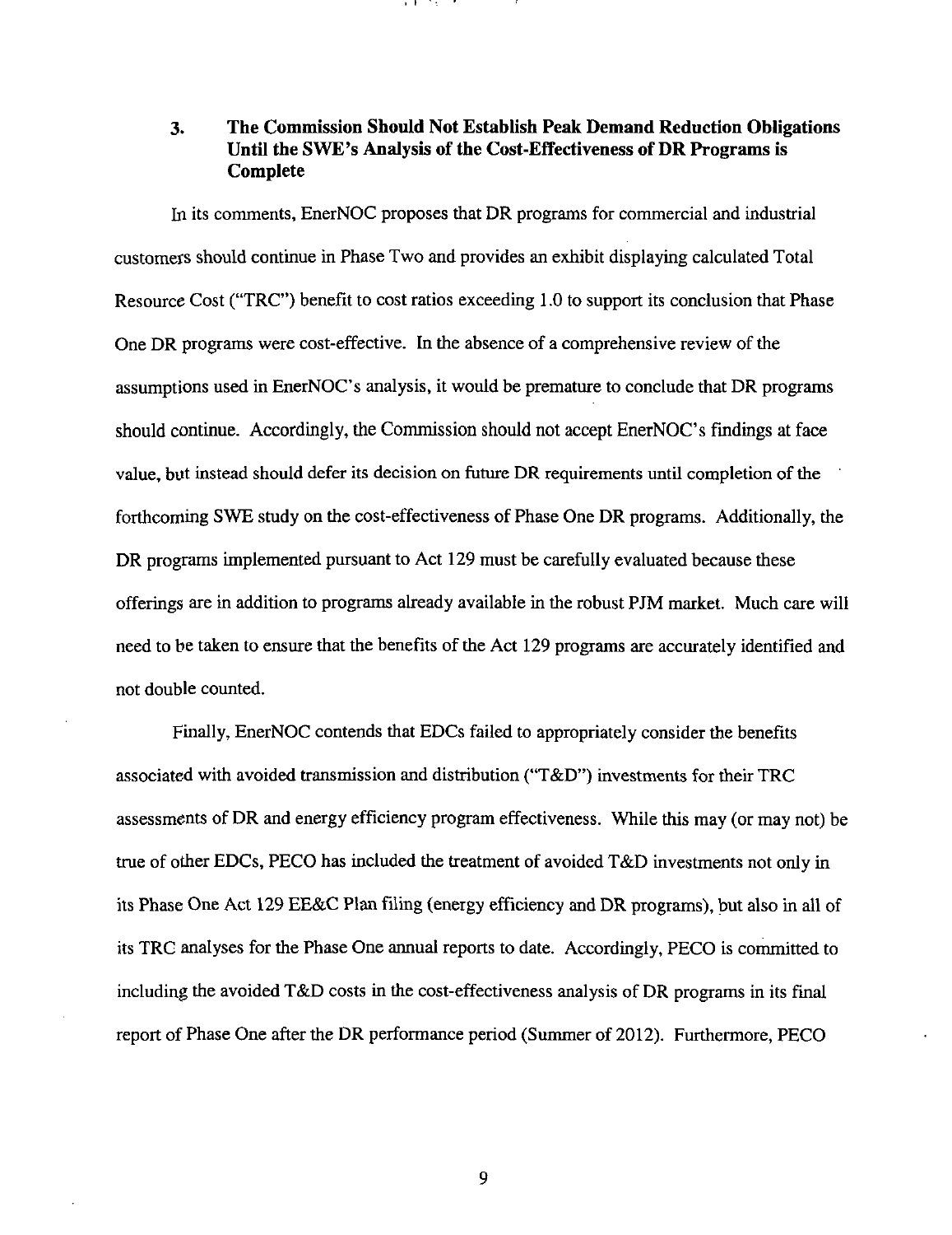### 3. The Commission Should Not Establish Peak Demand Reduction Obligations Until the SWE's Analysis of the Cost-Effectiveness of DR Programs is Complete

In its comments, EnerNOC proposes that DR programs for commercial and industrial customers should continue in Phase Two and provides an exhibit displaying calculated Total Resource Cost ("TRC") benefit to cost ratios exceeding 1.0 to support its conclusion that Phase One DR programs were cost-effective. In the absence of a comprehensive review of the assumptions used in EnerNOC's analysis, it would be premature to conclude that DR programs should continue. Accordingly, the Commission should not accept EnerNOC's findings at face value, but instead should defer its decision on future DR requirements until completion of the forthcoming SWE study on the cost-effectiveness of Phase One DR programs. Additionally, the DR programs implemented pursuant to Act 129 must be carefully evaluated because these offerings are in addition to programs already available in the robust PJM market. Much care will need to be taken to ensure that the benefits of the Act 129 programs are accurately identified and not double counted.

Finally, EnerNOC contends that EDCs failed to appropriately consider the benefits associated with avoided transmission and distribution ("T&D") investments for their TRC assessments of DR and energy efficiency program effectiveness. While this may (or may not) be true of other EDCs, PECO has included the treatment of avoided T&D investments not only in its Phase One Act 129 EE&C Plan filing (energy efficiency and DR programs), but also in all of its TRC analyses for the Phase One annual reports to date. Accordingly, PECO is committed to including the avoided T&D costs in the cost-effectiveness analysis of DR programs in its final report of Phase One after the DR performance period (Summer of 2012). Furthermore, PECO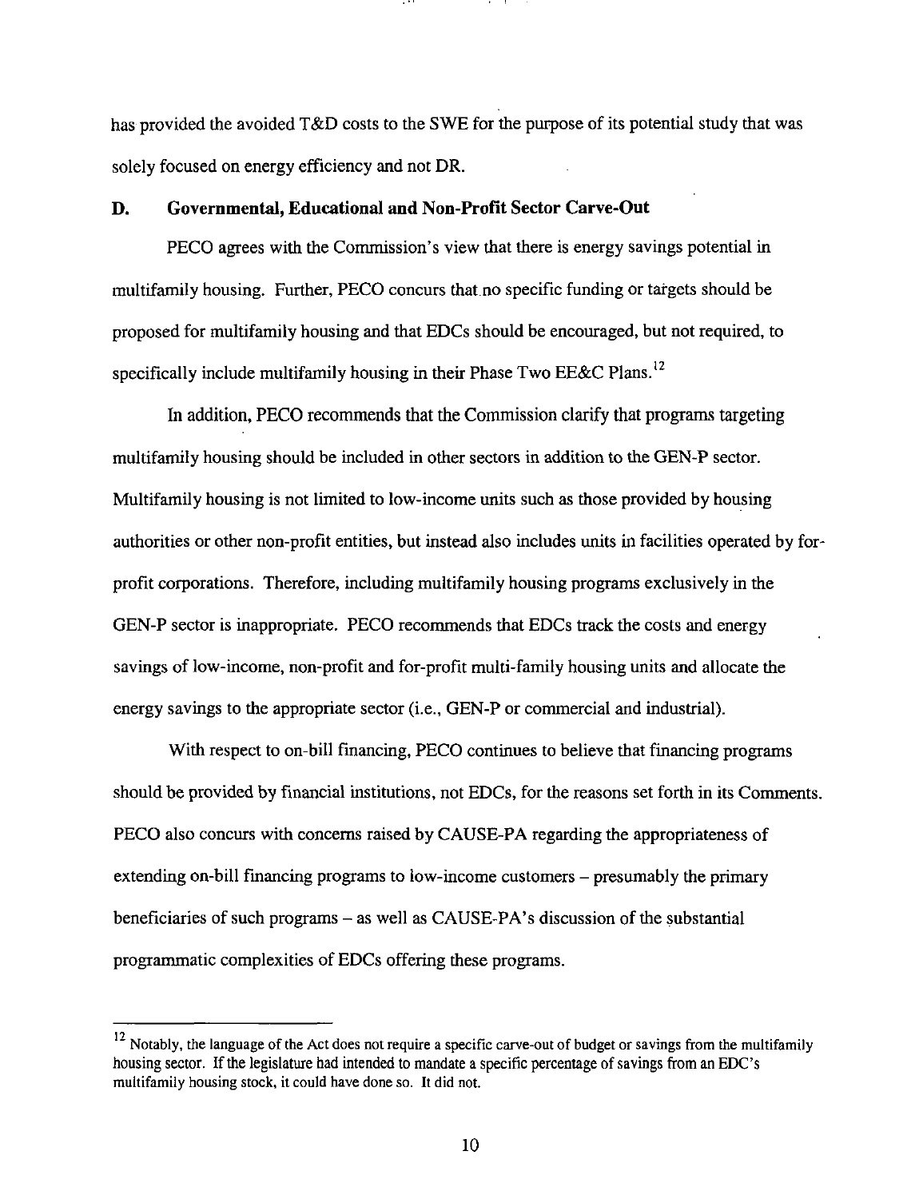has provided the avoided T&D costs to the SWE for the purpose of its potential study that was solely focused on energy efficiency and not DR.

### D. Governmental, Educational and Non-Profit Sector Carve-Out

PECO agrees with the Commission's view that there is energy savings potential in multifamily housing. Further, PECO concurs that no specific funding or targets should be proposed for multifamily housing and that EDCs should be encouraged, but not required, to specifically include multifamily housing in their Phase Two EE&C Plans.[12]

In addition, PECO recommends that the Commission clarify that programs targeting multifamily housing should be included in other sectors in addition to the GEN-P sector. Multifamily housing is not limited to low-income units such as those provided by housing authorities or other non-profit entities, but instead also includes units in facilities operated by for-profit corporations. Therefore, including multifamily housing programs exclusively in the GEN-P sector is inappropriate. PECO recommends that EDCs track the costs and energy savings of low-income, non-profit and for-profit multi-family housing units and allocate the energy savings to the appropriate sector (i.e., GEN-P or commercial and industrial).

With respect to on-bill financing, PECO continues to believe that financing programs should be provided by financial institutions, not EDCs, for the reasons set forth in its Comments. PECO also concurs with concerns raised by CAUSE-PA regarding the appropriateness of extending on-bill financing programs to low-income customers – presumably the primary beneficiaries of such programs – as well as CAUSE-PA's discussion of the substantial programmatic complexities of EDCs offering these programs.

---

[12] Notably, the language of the Act does not require a specific carve-out of budget or savings from the multifamily housing sector. If the legislature had intended to mandate a specific percentage of savings from an EDC's multifamily housing stock, it could have done so. It did not.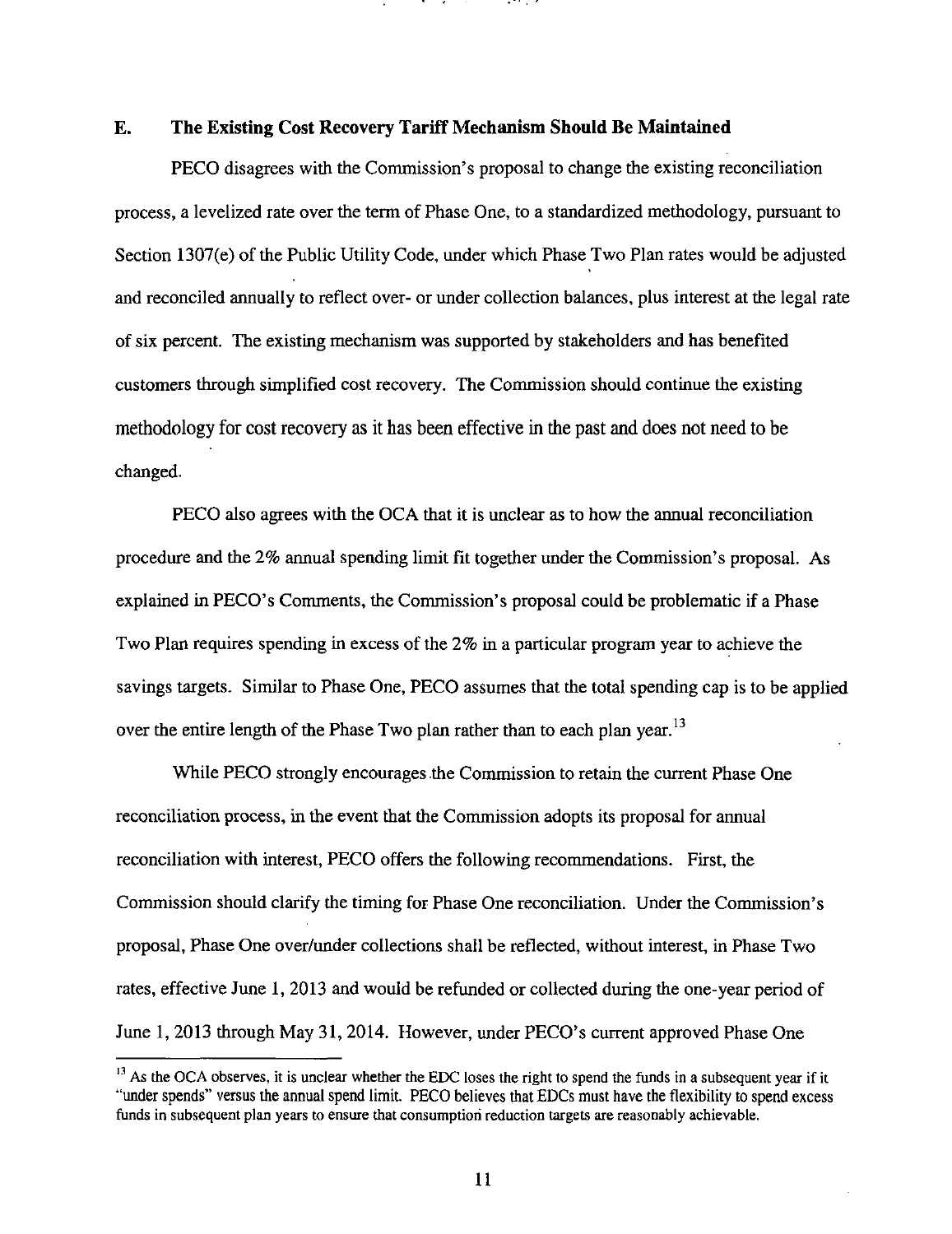## E. The Existing Cost Recovery Tariff Mechanism Should Be Maintained

PECO disagrees with the Commission's proposal to change the existing reconciliation process, a levelized rate over the term of Phase One, to a standardized methodology, pursuant to Section 1307(e) of the Public Utility Code, under which Phase Two Plan rates would be adjusted and reconciled annually to reflect over- or under collection balances, plus interest at the legal rate of six percent. The existing mechanism was supported by stakeholders and has benefited customers through simplified cost recovery. The Commission should continue the existing methodology for cost recovery as it has been effective in the past and does not need to be changed.

PECO also agrees with the OCA that it is unclear as to how the annual reconciliation procedure and the 2% annual spending limit fit together under the Commission's proposal. As explained in PECO's Comments, the Commission's proposal could be problematic if a Phase Two Plan requires spending in excess of the 2% in a particular program year to achieve the savings targets. Similar to Phase One, PECO assumes that the total spending cap is to be applied over the entire length of the Phase Two plan rather than to each plan year.[13]

While PECO strongly encourages the Commission to retain the current Phase One reconciliation process, in the event that the Commission adopts its proposal for annual reconciliation with interest, PECO offers the following recommendations. First, the Commission should clarify the timing for Phase One reconciliation. Under the Commission's proposal, Phase One over/under collections shall be reflected, without interest, in Phase Two rates, effective June 1, 2013 and would be refunded or collected during the one-year period of June 1, 2013 through May 31, 2014. However, under PECO's current approved Phase One

---

[13] As the OCA observes, it is unclear whether the EDC loses the right to spend the funds in a subsequent year if it "under spends" versus the annual spend limit. PECO believes that EDCs must have the flexibility to spend excess funds in subsequent plan years to ensure that consumption reduction targets are reasonably achievable.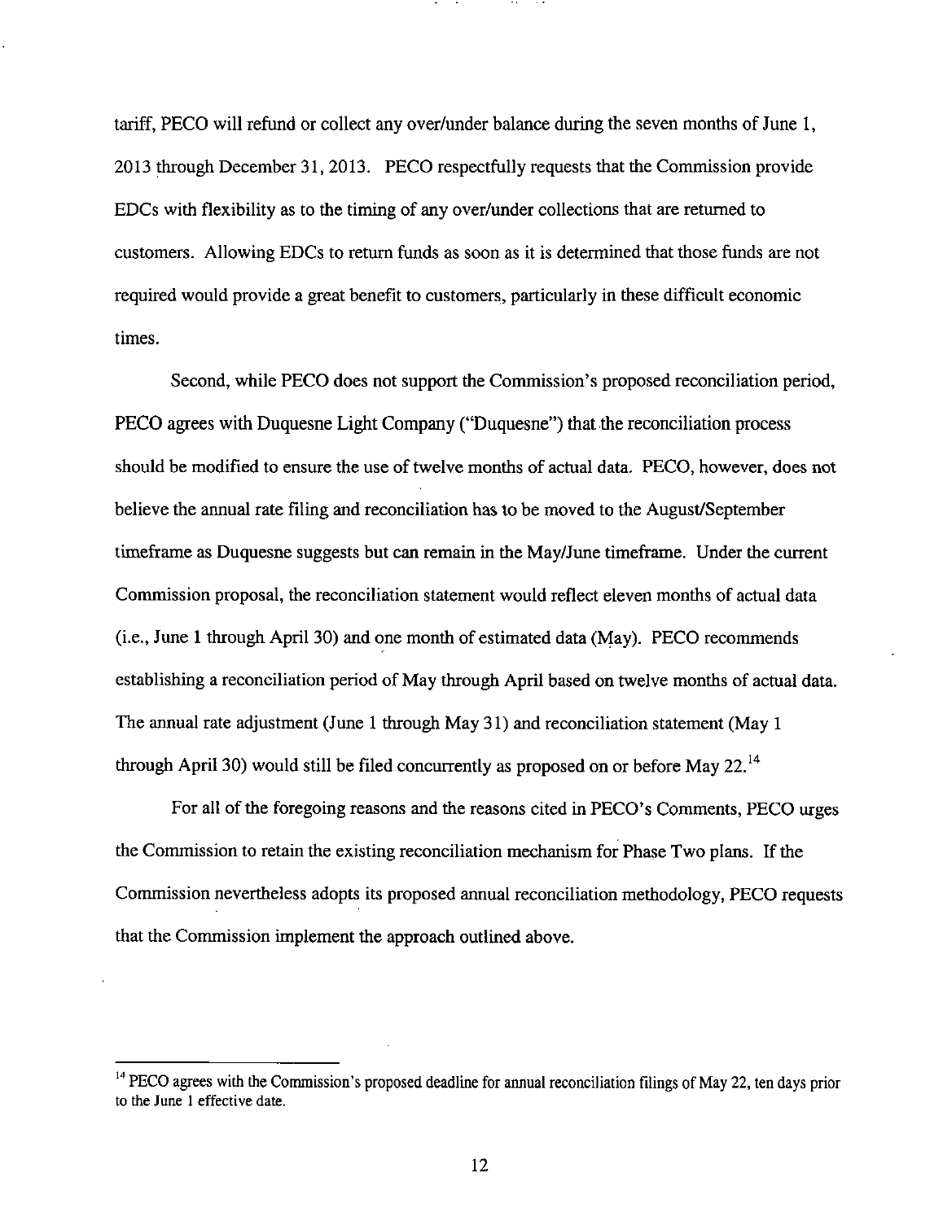tariff, PECO will refund or collect any over/under balance during the seven months of June 1, 2013 through December 31, 2013. PECO respectfully requests that the Commission provide EDCs with flexibility as to the timing of any over/under collections that are returned to customers. Allowing EDCs to return funds as soon as it is determined that those funds are not required would provide a great benefit to customers, particularly in these difficult economic times.

Second, while PECO does not support the Commission's proposed reconciliation period, PECO agrees with Duquesne Light Company ("Duquesne") that the reconciliation process should be modified to ensure the use of twelve months of actual data. PECO, however, does not believe the annual rate filing and reconciliation has to be moved to the August/September timeframe as Duquesne suggests but can remain in the May/June timeframe. Under the current Commission proposal, the reconciliation statement would reflect eleven months of actual data (i.e., June 1 through April 30) and one month of estimated data (May). PECO recommends establishing a reconciliation period of May through April based on twelve months of actual data. The annual rate adjustment (June 1 through May 31) and reconciliation statement (May 1 through April 30) would still be filed concurrently as proposed on or before May 22.[14]

For all of the foregoing reasons and the reasons cited in PECO's Comments, PECO urges the Commission to retain the existing reconciliation mechanism for Phase Two plans. If the Commission nevertheless adopts its proposed annual reconciliation methodology, PECO requests that the Commission implement the approach outlined above.

---

[14] PECO agrees with the Commission's proposed deadline for annual reconciliation filings of May 22, ten days prior to the June 1 effective date.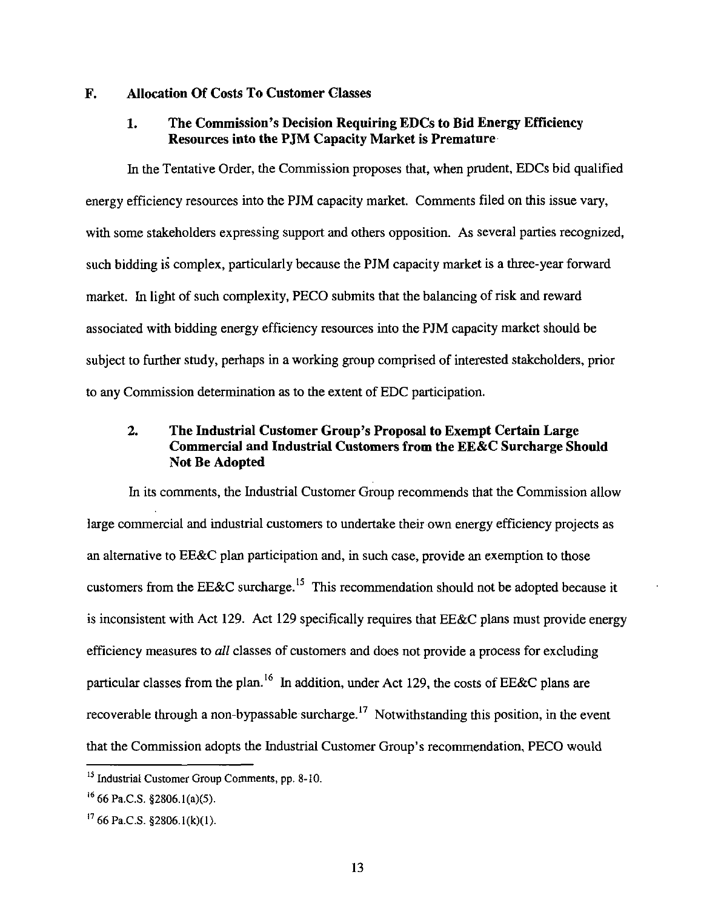## F. Allocation Of Costs To Customer Classes

### 1. The Commission's Decision Requiring EDCs to Bid Energy Efficiency Resources into the PJM Capacity Market is Premature

In the Tentative Order, the Commission proposes that, when prudent, EDCs bid qualified energy efficiency resources into the PJM capacity market. Comments filed on this issue vary, with some stakeholders expressing support and others opposition. As several parties recognized, such bidding is complex, particularly because the PJM capacity market is a three-year forward market. In light of such complexity, PECO submits that the balancing of risk and reward associated with bidding energy efficiency resources into the PJM capacity market should be subject to further study, perhaps in a working group comprised of interested stakeholders, prior to any Commission determination as to the extent of EDC participation.

### 2. The Industrial Customer Group's Proposal to Exempt Certain Large Commercial and Industrial Customers from the EE&C Surcharge Should Not Be Adopted

In its comments, the Industrial Customer Group recommends that the Commission allow large commercial and industrial customers to undertake their own energy efficiency projects as an alternative to EE&C plan participation and, in such case, provide an exemption to those customers from the EE&C surcharge.[15] This recommendation should not be adopted because it is inconsistent with Act 129. Act 129 specifically requires that EE&C plans must provide energy efficiency measures to *all* classes of customers and does not provide a process for excluding particular classes from the plan.[16] In addition, under Act 129, the costs of EE&C plans are recoverable through a non-bypassable surcharge.[17] Notwithstanding this position, in the event that the Commission adopts the Industrial Customer Group's recommendation, PECO would

---

[15] Industrial Customer Group Comments, pp. 8-10.

[16] 66 Pa.C.S. §2806.1(a)(5).

[17] 66 Pa.C.S. §2806.1(k)(1).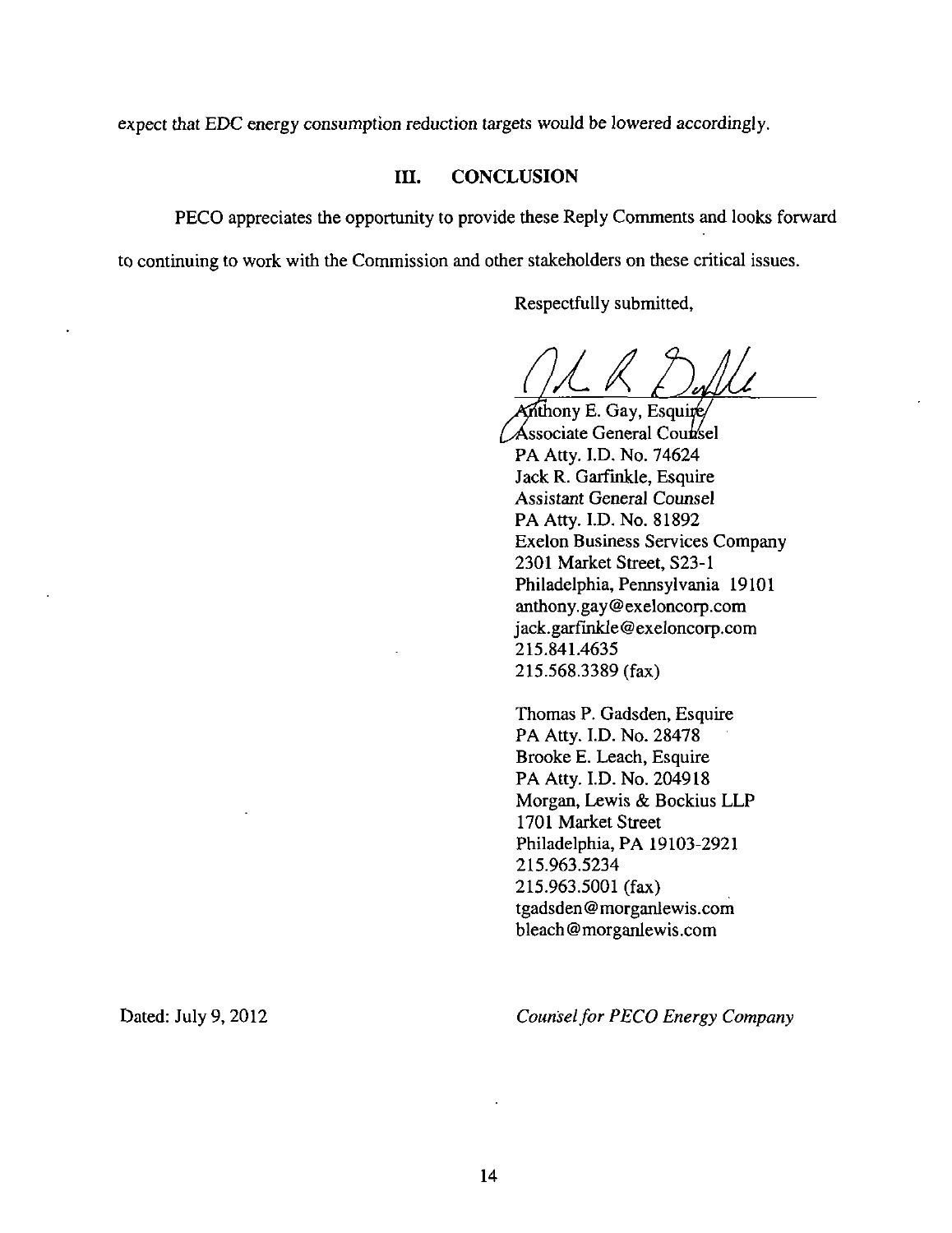expect that EDC energy consumption reduction targets would be lowered accordingly.

## III. CONCLUSION

PECO appreciates the opportunity to provide these Reply Comments and looks forward to continuing to work with the Commission and other stakeholders on these critical issues.

Respectfully submitted,

Anthony E. Gay, Esquire
Associate General Counsel
PA Atty. I.D. No. 74624
Jack R. Garfinkle, Esquire
Assistant General Counsel
PA Atty. I.D. No. 81892
Exelon Business Services Company
2301 Market Street, S23-1
Philadelphia, Pennsylvania 19101
anthony.gay@exeloncorp.com
jack.garfinkle@exeloncorp.com
215.841.4635
215.568.3389 (fax)

Thomas P. Gadsden, Esquire
PA Atty. I.D. No. 28478
Brooke E. Leach, Esquire
PA Atty. I.D. No. 204918
Morgan, Lewis & Bockius LLP
1701 Market Street
Philadelphia, PA 19103-2921
215.963.5234
215.963.5001 (fax)
tgadsden@morganlewis.com
bleach@morganlewis.com

Dated: July 9, 2012

*Counsel for PECO Energy Company*